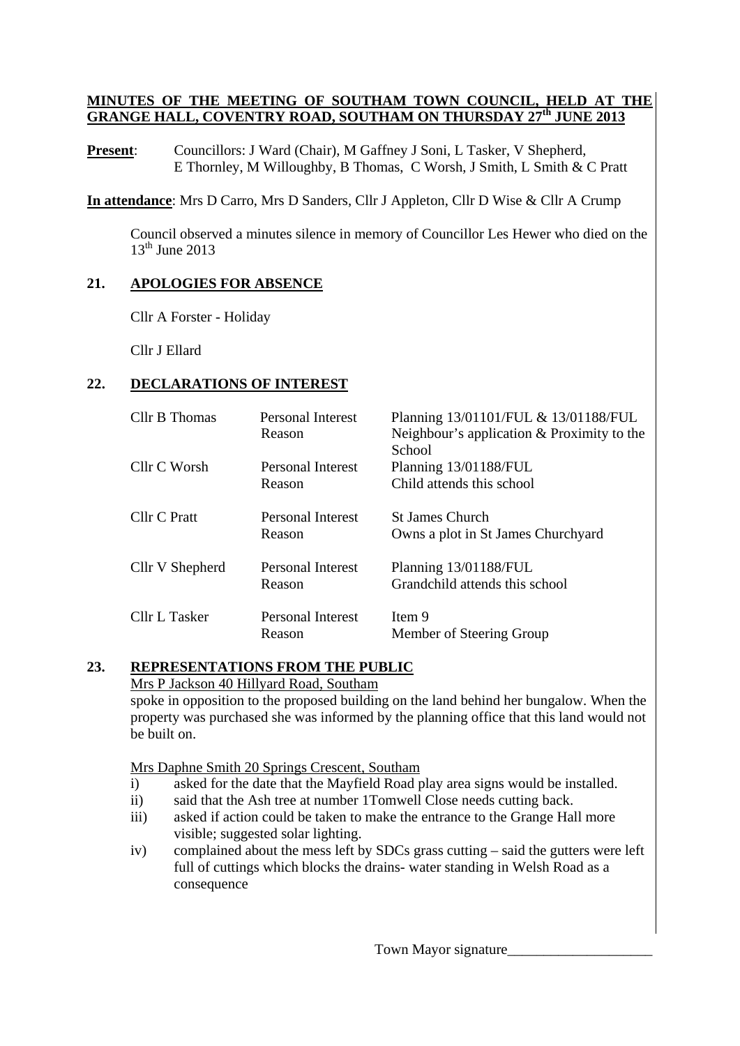**MINUTES OF THE MEETING OF SOUTHAM TOWN COUNCIL, HELD AT THE GRANGE HALL, COVENTRY ROAD, SOUTHAM ON THURSDAY 27th JUNE 2013**

**Present**: Councillors: J Ward (Chair), M Gaffney J Soni, L Tasker, V Shepherd, E Thornley, M Willoughby, B Thomas, C Worsh, J Smith, L Smith & C Pratt

**In attendance**: Mrs D Carro, Mrs D Sanders, Cllr J Appleton, Cllr D Wise & Cllr A Crump

Council observed a minutes silence in memory of Councillor Les Hewer who died on the 13th June 2013

## 21. APOLOGIES FOR ABSENCE

Cllr A Forster - Holiday

Cllr J Ellard

## 22. DECLARATIONS OF INTEREST

| | | |
|---|---|---|
| Cllr B Thomas | Personal Interest | Planning 13/01101/FUL & 13/01188/FUL |
| | Reason | Neighbour's application & Proximity to the School |
| Cllr C Worsh | Personal Interest | Planning 13/01188/FUL |
| | Reason | Child attends this school |
| Cllr C Pratt | Personal Interest | St James Church |
| | Reason | Owns a plot in St James Churchyard |
| Cllr V Shepherd | Personal Interest | Planning 13/01188/FUL |
| | Reason | Grandchild attends this school |
| Cllr L Tasker | Personal Interest | Item 9 |
| | Reason | Member of Steering Group |

## 23. REPRESENTATIONS FROM THE PUBLIC

Mrs P Jackson 40 Hillyard Road, Southam

spoke in opposition to the proposed building on the land behind her bungalow. When the property was purchased she was informed by the planning office that this land would not be built on.

Mrs Daphne Smith 20 Springs Crescent, Southam

- i) asked for the date that the Mayfield Road play area signs would be installed.
- ii) said that the Ash tree at number 1Tomwell Close needs cutting back.
- iii) asked if action could be taken to make the entrance to the Grange Hall more visible; suggested solar lighting.
- iv) complained about the mess left by SDCs grass cutting – said the gutters were left full of cuttings which blocks the drains- water standing in Welsh Road as a consequence

Town Mayor signature____________________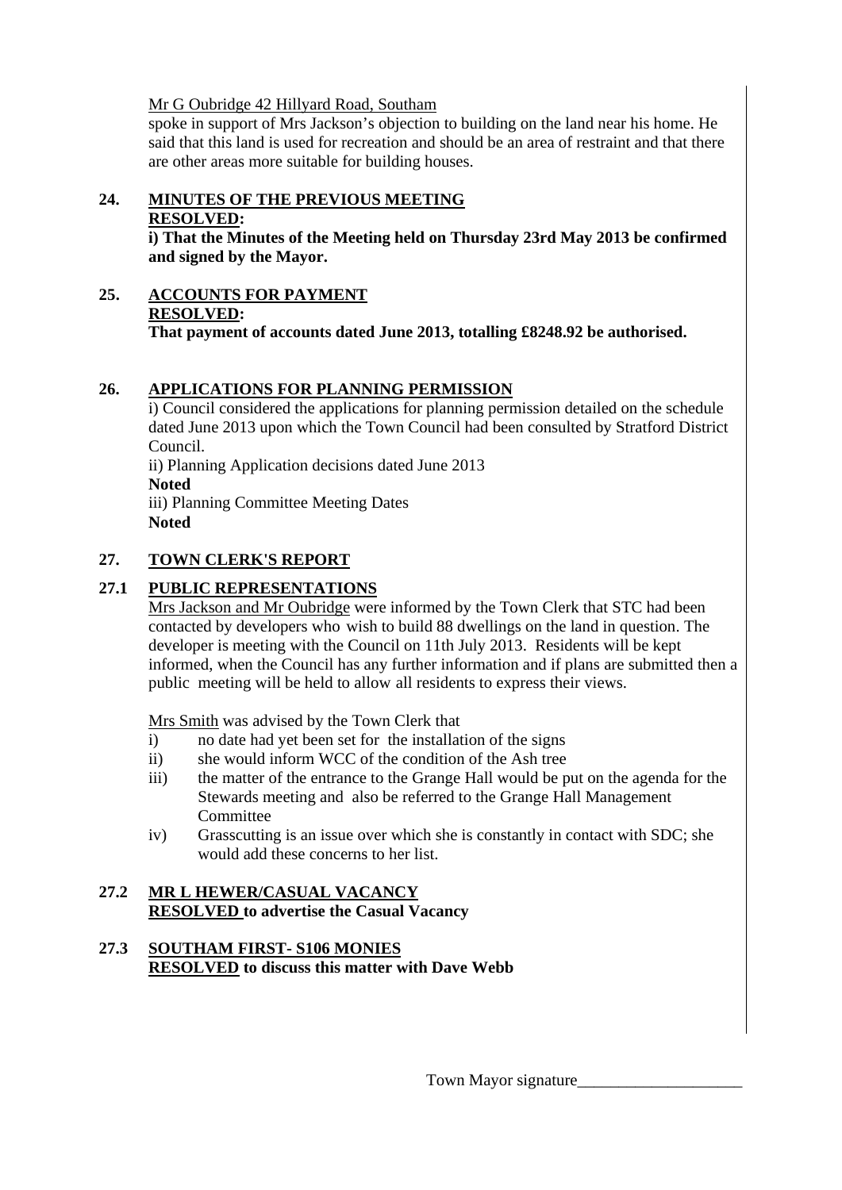Mr G Oubridge 42 Hillyard Road, Southam

spoke in support of Mrs Jackson's objection to building on the land near his home. He said that this land is used for recreation and should be an area of restraint and that there are other areas more suitable for building houses.

## 24. MINUTES OF THE PREVIOUS MEETING

**RESOLVED:**

**i) That the Minutes of the Meeting held on Thursday 23rd May 2013 be confirmed and signed by the Mayor.**

## 25. ACCOUNTS FOR PAYMENT

**RESOLVED:**

**That payment of accounts dated June 2013, totalling £8248.92 be authorised.**

## 26. APPLICATIONS FOR PLANNING PERMISSION

i) Council considered the applications for planning permission detailed on the schedule dated June 2013 upon which the Town Council had been consulted by Stratford District Council.

ii) Planning Application decisions dated June 2013

**Noted**

iii) Planning Committee Meeting Dates

**Noted**

## 27. TOWN CLERK'S REPORT

### 27.1 PUBLIC REPRESENTATIONS

Mrs Jackson and Mr Oubridge were informed by the Town Clerk that STC had been contacted by developers who wish to build 88 dwellings on the land in question. The developer is meeting with the Council on 11th July 2013. Residents will be kept informed, when the Council has any further information and if plans are submitted then a public meeting will be held to allow all residents to express their views.

Mrs Smith was advised by the Town Clerk that

- i) no date had yet been set for the installation of the signs
- ii) she would inform WCC of the condition of the Ash tree
- iii) the matter of the entrance to the Grange Hall would be put on the agenda for the Stewards meeting and also be referred to the Grange Hall Management Committee
- iv) Grasscutting is an issue over which she is constantly in contact with SDC; she would add these concerns to her list.

### 27.2 MR L HEWER/CASUAL VACANCY

**RESOLVED to advertise the Casual Vacancy**

### 27.3 SOUTHAM FIRST- S106 MONIES

**RESOLVED to discuss this matter with Dave Webb**

Town Mayor signature____________________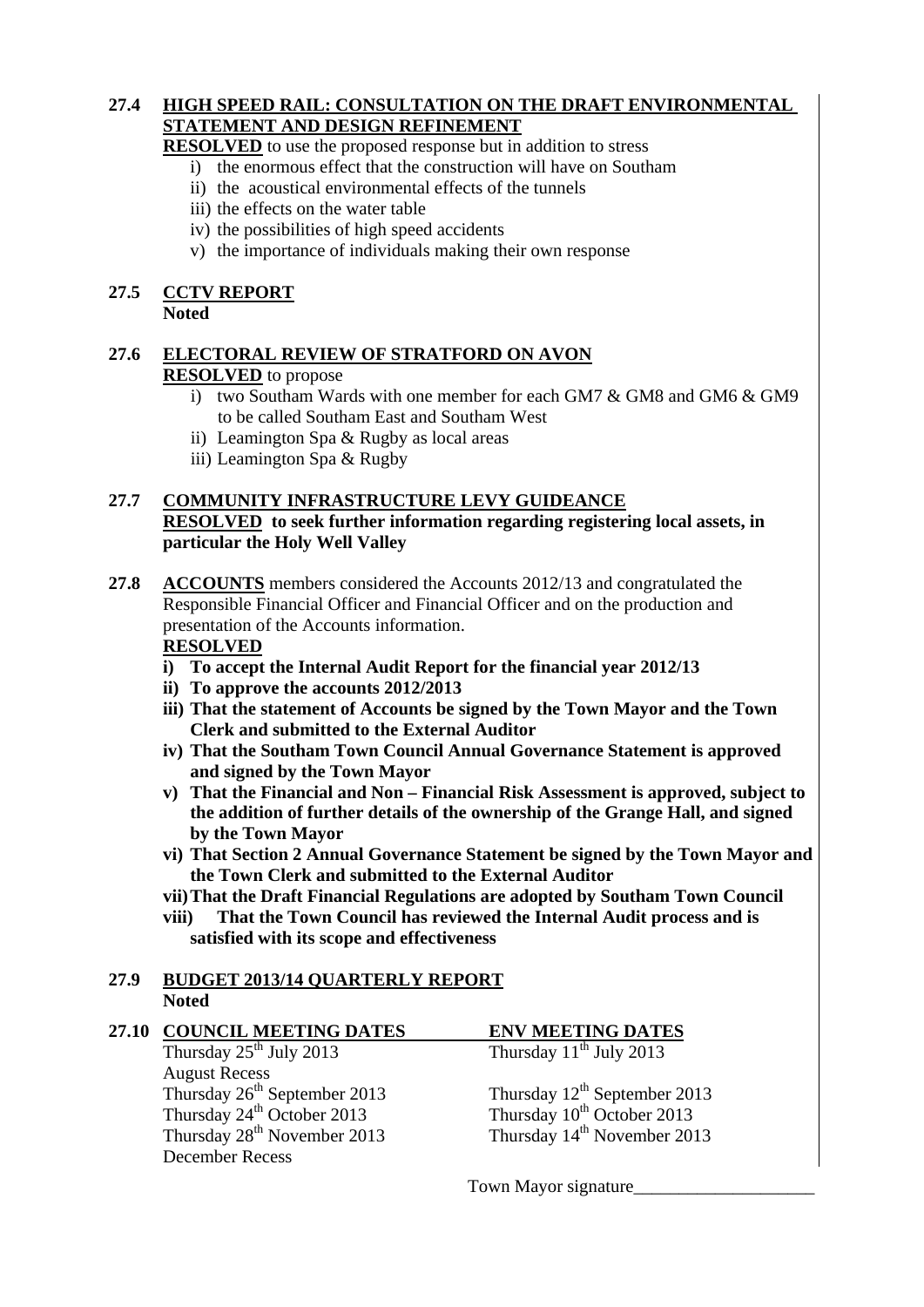**27.4 HIGH SPEED RAIL: CONSULTATION ON THE DRAFT ENVIRONMENTAL STATEMENT AND DESIGN REFINEMENT**

**RESOLVED** to use the proposed response but in addition to stress

i) the enormous effect that the construction will have on Southam
ii) the acoustical environmental effects of the tunnels
iii) the effects on the water table
iv) the possibilities of high speed accidents
v) the importance of individuals making their own response

**27.5 CCTV REPORT**

**Noted**

**27.6 ELECTORAL REVIEW OF STRATFORD ON AVON**

**RESOLVED** to propose

i) two Southam Wards with one member for each GM7 & GM8 and GM6 & GM9 to be called Southam East and Southam West
ii) Leamington Spa & Rugby as local areas
iii) Leamington Spa & Rugby

**27.7 COMMUNITY INFRASTRUCTURE LEVY GUIDEANCE**

**RESOLVED to seek further information regarding registering local assets, in particular the Holy Well Valley**

**27.8 ACCOUNTS** members considered the Accounts 2012/13 and congratulated the Responsible Financial Officer and Financial Officer and on the production and presentation of the Accounts information.

**RESOLVED**

**i) To accept the Internal Audit Report for the financial year 2012/13**
**ii) To approve the accounts 2012/2013**
**iii) That the statement of Accounts be signed by the Town Mayor and the Town Clerk and submitted to the External Auditor**
**iv) That the Southam Town Council Annual Governance Statement is approved and signed by the Town Mayor**
**v) That the Financial and Non – Financial Risk Assessment is approved, subject to the addition of further details of the ownership of the Grange Hall, and signed by the Town Mayor**
**vi) That Section 2 Annual Governance Statement be signed by the Town Mayor and the Town Clerk and submitted to the External Auditor**
**vii) That the Draft Financial Regulations are adopted by Southam Town Council**
**viii) That the Town Council has reviewed the Internal Audit process and is satisfied with its scope and effectiveness**

**27.9 BUDGET 2013/14 QUARTERLY REPORT**

**Noted**

**27.10**

| COUNCIL MEETING DATES | ENV MEETING DATES |
|---|---|
| Thursday 25th July 2013 | Thursday 11th July 2013 |
| August Recess | |
| Thursday 26th September 2013 | Thursday 12th September 2013 |
| Thursday 24th October 2013 | Thursday 10th October 2013 |
| Thursday 28th November 2013 | Thursday 14th November 2013 |
| December Recess | |

Town Mayor signature____________________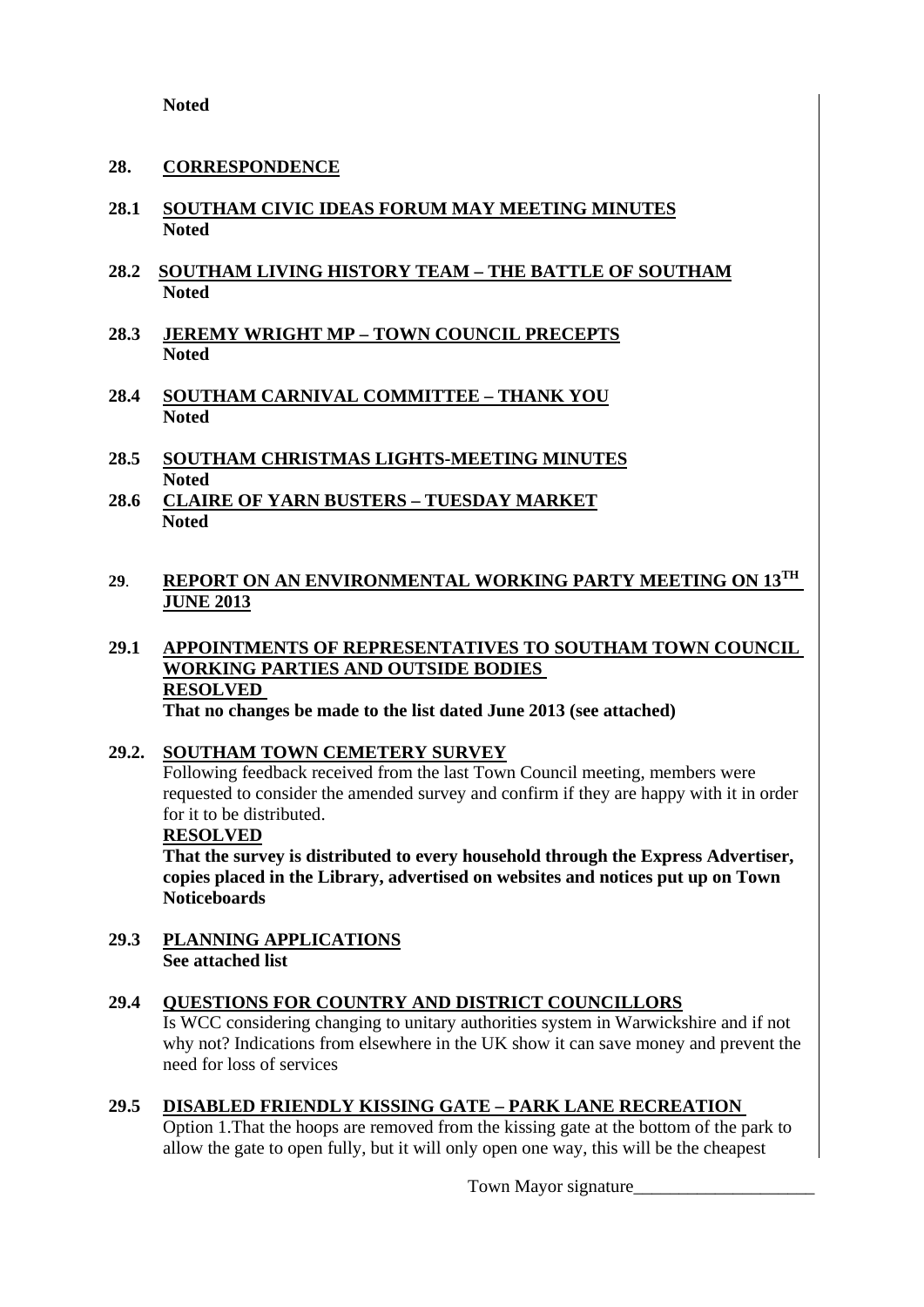**Noted**

## 28. CORRESPONDENCE

**28.1 SOUTHAM CIVIC IDEAS FORUM MAY MEETING MINUTES**
**Noted**

**28.2 SOUTHAM LIVING HISTORY TEAM – THE BATTLE OF SOUTHAM**
**Noted**

**28.3 JEREMY WRIGHT MP – TOWN COUNCIL PRECEPTS**
**Noted**

**28.4 SOUTHAM CARNIVAL COMMITTEE – THANK YOU**
**Noted**

**28.5 SOUTHAM CHRISTMAS LIGHTS-MEETING MINUTES**
**Noted**

**28.6 CLAIRE OF YARN BUSTERS – TUESDAY MARKET**
**Noted**

## 29. REPORT ON AN ENVIRONMENTAL WORKING PARTY MEETING ON 13TH JUNE 2013

**29.1 APPOINTMENTS OF REPRESENTATIVES TO SOUTHAM TOWN COUNCIL WORKING PARTIES AND OUTSIDE BODIES**
**RESOLVED**
**That no changes be made to the list dated June 2013 (see attached)**

**29.2. SOUTHAM TOWN CEMETERY SURVEY**
Following feedback received from the last Town Council meeting, members were requested to consider the amended survey and confirm if they are happy with it in order for it to be distributed.
**RESOLVED**
**That the survey is distributed to every household through the Express Advertiser, copies placed in the Library, advertised on websites and notices put up on Town Noticeboards**

**29.3 PLANNING APPLICATIONS**
**See attached list**

**29.4 QUESTIONS FOR COUNTRY AND DISTRICT COUNCILLORS**
Is WCC considering changing to unitary authorities system in Warwickshire and if not why not? Indications from elsewhere in the UK show it can save money and prevent the need for loss of services

**29.5 DISABLED FRIENDLY KISSING GATE – PARK LANE RECREATION**
Option 1.That the hoops are removed from the kissing gate at the bottom of the park to allow the gate to open fully, but it will only open one way, this will be the cheapest

Town Mayor signature____________________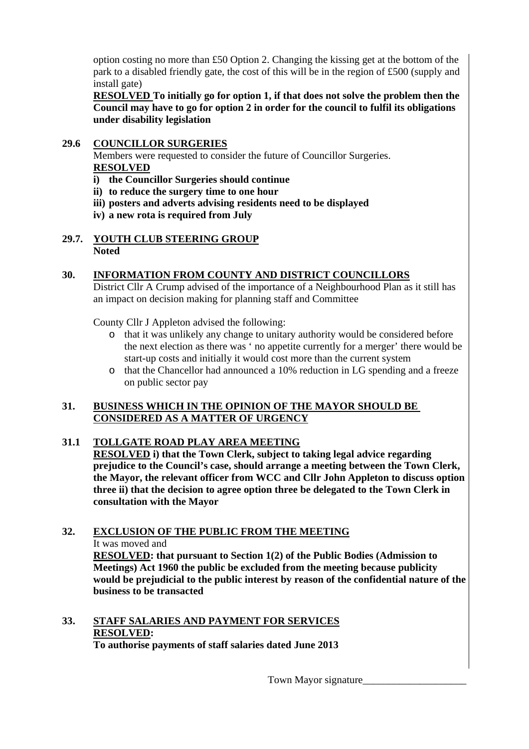option costing no more than £50 Option 2. Changing the kissing get at the bottom of the park to a disabled friendly gate, the cost of this will be in the region of £500 (supply and install gate)

**RESOLVED To initially go for option 1, if that does not solve the problem then the Council may have to go for option 2 in order for the council to fulfil its obligations under disability legislation**

**29.6 COUNCILLOR SURGERIES**

Members were requested to consider the future of Councillor Surgeries.

**RESOLVED**

**i) the Councillor Surgeries should continue**

**ii) to reduce the surgery time to one hour**

**iii) posters and adverts advising residents need to be displayed**

**iv) a new rota is required from July**

**29.7. YOUTH CLUB STEERING GROUP**

**Noted**

**30. INFORMATION FROM COUNTY AND DISTRICT COUNCILLORS**

District Cllr A Crump advised of the importance of a Neighbourhood Plan as it still has an impact on decision making for planning staff and Committee

County Cllr J Appleton advised the following:

- that it was unlikely any change to unitary authority would be considered before the next election as there was ' no appetite currently for a merger' there would be start-up costs and initially it would cost more than the current system
- that the Chancellor had announced a 10% reduction in LG spending and a freeze on public sector pay

**31. BUSINESS WHICH IN THE OPINION OF THE MAYOR SHOULD BE CONSIDERED AS A MATTER OF URGENCY**

**31.1 TOLLGATE ROAD PLAY AREA MEETING**

**RESOLVED i) that the Town Clerk, subject to taking legal advice regarding prejudice to the Council's case, should arrange a meeting between the Town Clerk, the Mayor, the relevant officer from WCC and Cllr John Appleton to discuss option three ii) that the decision to agree option three be delegated to the Town Clerk in consultation with the Mayor**

**32. EXCLUSION OF THE PUBLIC FROM THE MEETING**

It was moved and

**RESOLVED: that pursuant to Section 1(2) of the Public Bodies (Admission to Meetings) Act 1960 the public be excluded from the meeting because publicity would be prejudicial to the public interest by reason of the confidential nature of the business to be transacted**

**33. STAFF SALARIES AND PAYMENT FOR SERVICES**

**RESOLVED:**

**To authorise payments of staff salaries dated June 2013**

Town Mayor signature____________________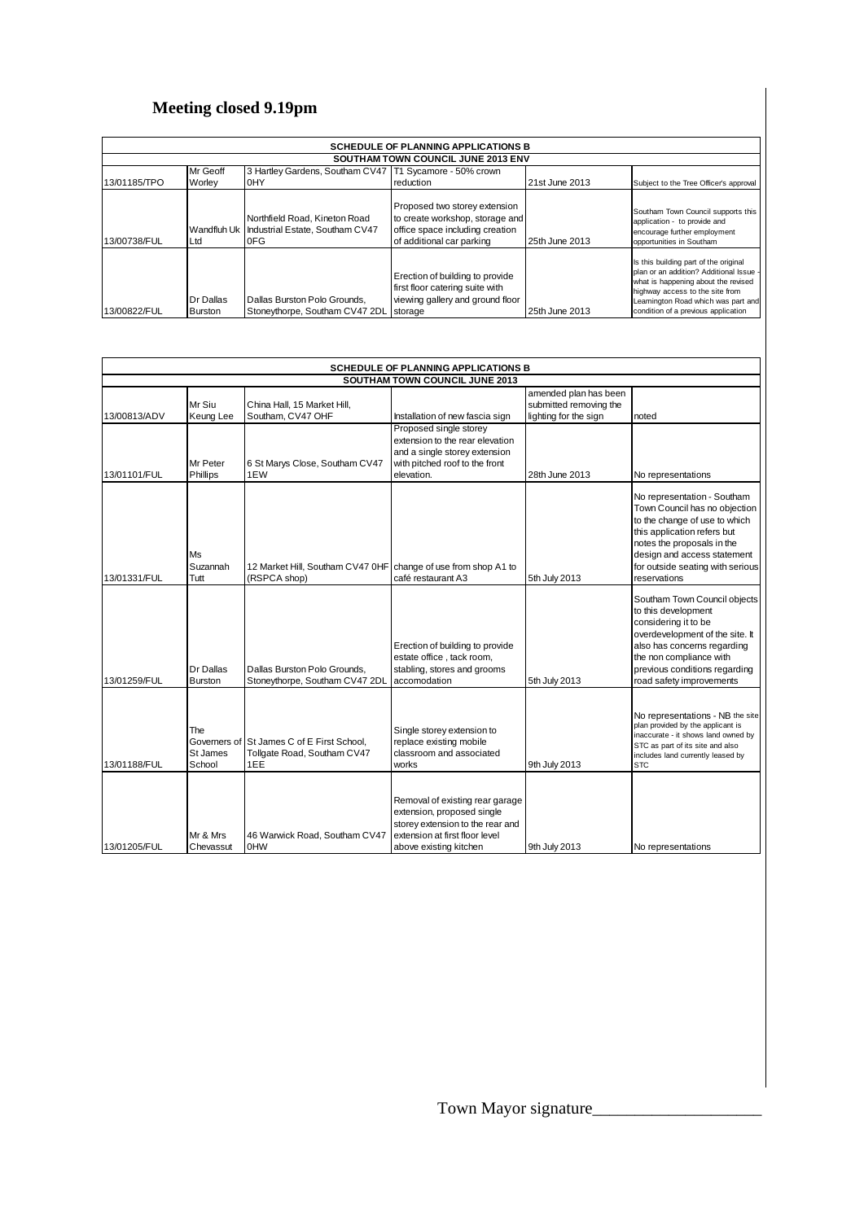**Meeting closed 9.19pm**

| SCHEDULE OF PLANNING APPLICATIONS B | | | | | |
|---|---|---|---|---|---|
| SOUTHAM TOWN COUNCIL JUNE 2013 ENV | | | | | |
| 13/01185/TPO | Mr Geoff Worley | 3 Hartley Gardens, Southam CV47 0HY | T1 Sycamore - 50% crown reduction | 21st June 2013 | Subject to the Tree Officer's approval |
| 13/00738/FUL | Wandfluh Uk Ltd | Northfield Road, Kineton Road Industrial Estate, Southam CV47 0FG | Proposed two storey extension to create workshop, storage and office space including creation of additional car parking | 25th June 2013 | Southam Town Council supports this application - to provide and encourage further employment opportunities in Southam |
| 13/00822/FUL | Dr Dallas Burston | Dallas Burston Polo Grounds, Stoneythorpe, Southam CV47 2DL | Erection of building to provide first floor catering suite with viewing gallery and ground floor storage | 25th June 2013 | Is this building part of the original plan or an addition? Additional Issue - what is happening about the revised highway access to the site from Leamington Road which was part and condition of a previous application |

| SCHEDULE OF PLANNING APPLICATIONS B | | | | | |
|---|---|---|---|---|---|
| SOUTHAM TOWN COUNCIL JUNE 2013 | | | | | |
| 13/00813/ADV | Mr Siu Keung Lee | China Hall, 15 Market Hill, Southam, CV47 OHF | Installation of new fascia sign | amended plan has been submitted removing the lighting for the sign | noted |
| 13/01101/FUL | Mr Peter Phillips | 6 St Marys Close, Southam CV47 1EW | Proposed single storey extension to the rear elevation and a single storey extension with pitched roof to the front elevation. | 28th June 2013 | No representations |
| 13/01331/FUL | Ms Suzannah Tutt | 12 Market Hill, Southam CV47 0HF (RSPCA shop) | change of use from shop A1 to café restaurant A3 | 5th July 2013 | No representation - Southam Town Council has no objection to the change of use to which this application refers but notes the proposals in the design and access statement for outside seating with serious reservations |
| 13/01259/FUL | Dr Dallas Burston | Dallas Burston Polo Grounds, Stoneythorpe, Southam CV47 2DL | Erection of building to provide estate office , tack room, stabling, stores and grooms accomodation | 5th July 2013 | Southam Town Council objects to this development considering it to be overdevelopment of the site. It also has concerns regarding the non compliance with previous conditions regarding road safety improvements |
| 13/01188/FUL | The Governers of St James School | St James C of E First School, Tollgate Road, Southam CV47 1EE | Single storey extension to replace existing mobile classroom and associated works | 9th July 2013 | No representations - NB the site plan provided by the applicant is inaccurate - it shows land owned by STC as part of its site and also includes land currently leased by STC |
| 13/01205/FUL | Mr & Mrs Chevassut | 46 Warwick Road, Southam CV47 0HW | Removal of existing rear garage extension, proposed single storey extension to the rear and extension at first floor level above existing kitchen | 9th July 2013 | No representations |

Town Mayor signature___________________